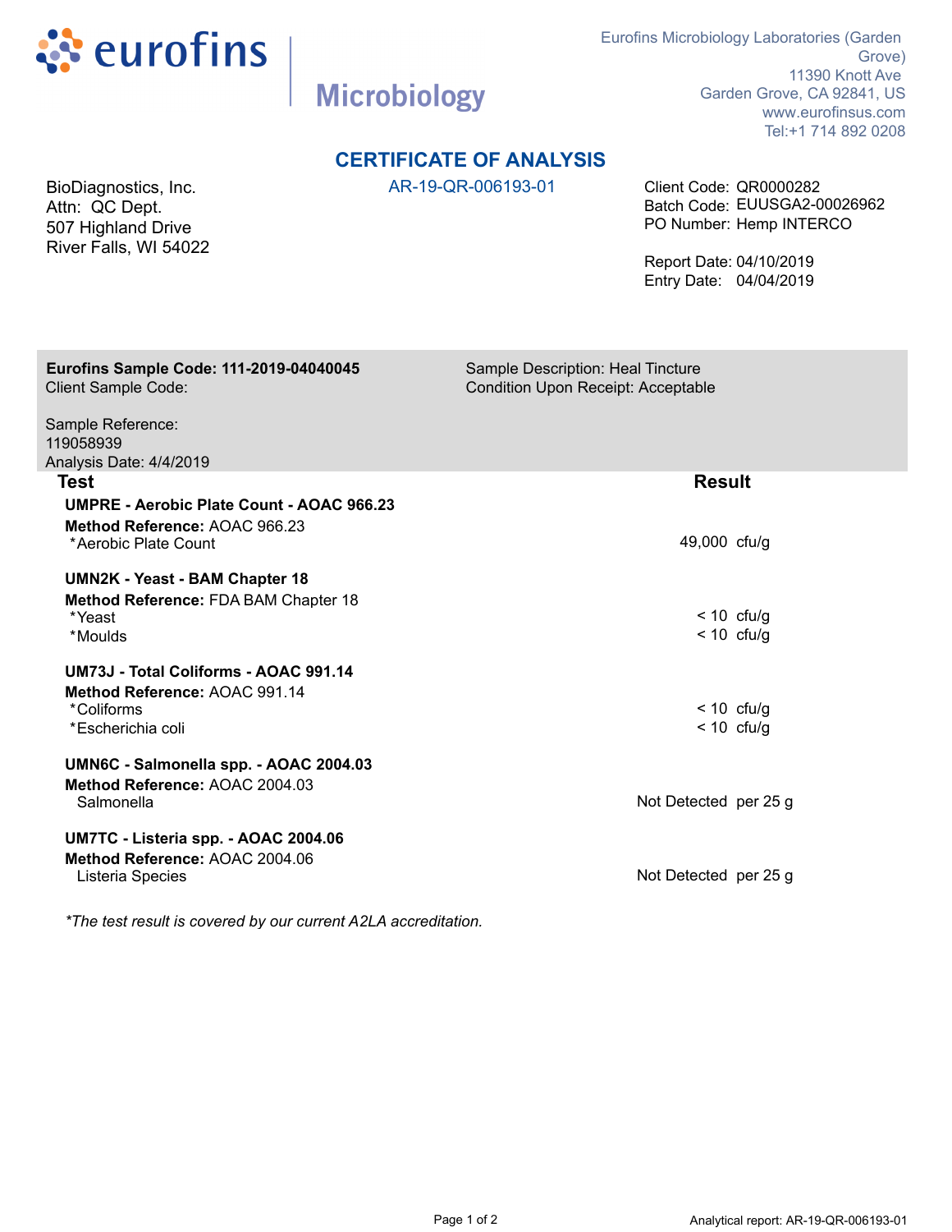eurofins | Microbiology

Eurofins Microbiology Laboratories (Garden Grove)
11390 Knott Ave
Garden Grove, CA 92841, US
www.eurofinsus.com
Tel:+1 714 892 0208

# CERTIFICATE OF ANALYSIS

AR-19-QR-006193-01

BioDiagnostics, Inc.
Attn: QC Dept.
507 Highland Drive
River Falls, WI 54022

Client Code: QR0000282
Batch Code: EUUSGA2-00026962
PO Number: Hemp INTERCO

Report Date: 04/10/2019
Entry Date: 04/04/2019

**Eurofins Sample Code: 111-2019-04040045**
Client Sample Code:

Sample Description: Heal Tincture
Condition Upon Receipt: Acceptable

Sample Reference:
119058939
Analysis Date: 4/4/2019

| Test | Result |
|---|---|
| **UMPRE - Aerobic Plate Count - AOAC 966.23** | |
| **Method Reference:** AOAC 966.23 | |
| *Aerobic Plate Count | 49,000 cfu/g |
| **UMN2K - Yeast - BAM Chapter 18** | |
| **Method Reference:** FDA BAM Chapter 18 | |
| *Yeast | < 10 cfu/g |
| *Moulds | < 10 cfu/g |
| **UM73J - Total Coliforms - AOAC 991.14** | |
| **Method Reference:** AOAC 991.14 | |
| *Coliforms | < 10 cfu/g |
| *Escherichia coli | < 10 cfu/g |
| **UMN6C - Salmonella spp. - AOAC 2004.03** | |
| **Method Reference:** AOAC 2004.03 | |
| Salmonella | Not Detected per 25 g |
| **UM7TC - Listeria spp. - AOAC 2004.06** | |
| **Method Reference:** AOAC 2004.06 | |
| Listeria Species | Not Detected per 25 g |

*\*The test result is covered by our current A2LA accreditation.*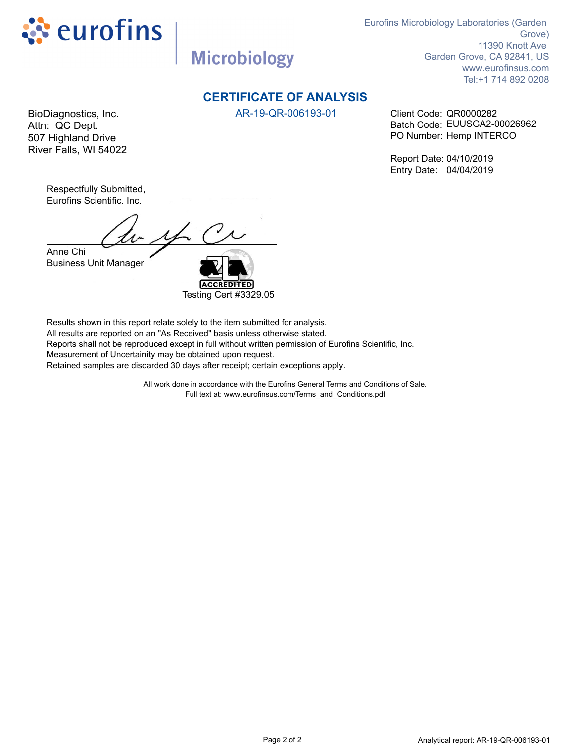Eurofins Microbiology Laboratories (Garden Grove)
11390 Knott Ave
Garden Grove, CA 92841, US
www.eurofinsus.com
Tel:+1 714 892 0208

# CERTIFICATE OF ANALYSIS

AR-19-QR-006193-01

BioDiagnostics, Inc.
Attn: QC Dept.
507 Highland Drive
River Falls, WI 54022

Client Code: QR0000282
Batch Code: EUUSGA2-00026962
PO Number: Hemp INTERCO

Report Date: 04/10/2019
Entry Date: 04/04/2019

Respectfully Submitted,
Eurofins Scientific, Inc.

Anne Chi
Business Unit Manager

ACCREDITED
Testing Cert #3329.05

Results shown in this report relate solely to the item submitted for analysis.
All results are reported on an "As Received" basis unless otherwise stated.
Reports shall not be reproduced except in full without written permission of Eurofins Scientific, Inc.
Measurement of Uncertainity may be obtained upon request.
Retained samples are discarded 30 days after receipt; certain exceptions apply.

All work done in accordance with the Eurofins General Terms and Conditions of Sale.
Full text at: www.eurofinsus.com/Terms_and_Conditions.pdf